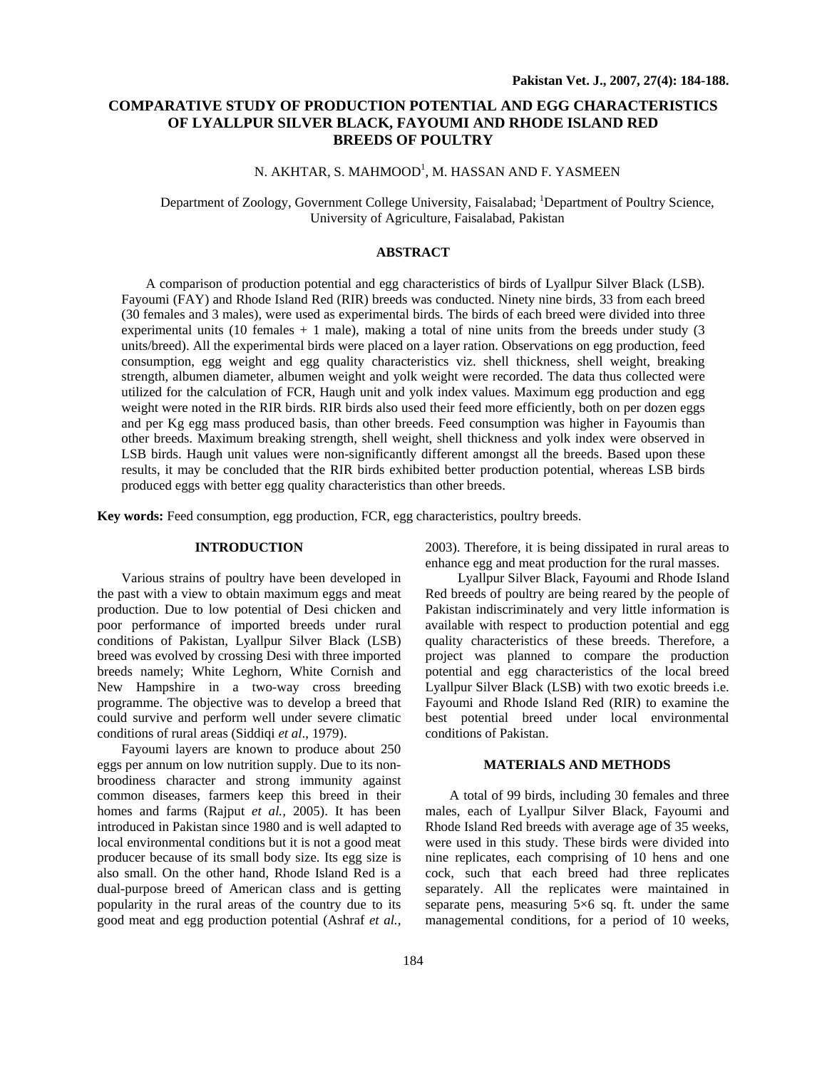# COMPARATIVE STUDY OF PRODUCTION POTENTIAL AND EGG CHARACTERISTICS OF LYALLPUR SILVER BLACK, FAYOUMI AND RHODE ISLAND RED BREEDS OF POULTRY

N. AKHTAR, S. MAHMOOD[1], M. HASSAN AND F. YASMEEN

Department of Zoology, Government College University, Faisalabad; [1]Department of Poultry Science, University of Agriculture, Faisalabad, Pakistan

## ABSTRACT

A comparison of production potential and egg characteristics of birds of Lyallpur Silver Black (LSB). Fayoumi (FAY) and Rhode Island Red (RIR) breeds was conducted. Ninety nine birds, 33 from each breed (30 females and 3 males), were used as experimental birds. The birds of each breed were divided into three experimental units (10 females + 1 male), making a total of nine units from the breeds under study (3 units/breed). All the experimental birds were placed on a layer ration. Observations on egg production, feed consumption, egg weight and egg quality characteristics viz. shell thickness, shell weight, breaking strength, albumen diameter, albumen weight and yolk weight were recorded. The data thus collected were utilized for the calculation of FCR, Haugh unit and yolk index values. Maximum egg production and egg weight were noted in the RIR birds. RIR birds also used their feed more efficiently, both on per dozen eggs and per Kg egg mass produced basis, than other breeds. Feed consumption was higher in Fayoumis than other breeds. Maximum breaking strength, shell weight, shell thickness and yolk index were observed in LSB birds. Haugh unit values were non-significantly different amongst all the breeds. Based upon these results, it may be concluded that the RIR birds exhibited better production potential, whereas LSB birds produced eggs with better egg quality characteristics than other breeds.

**Key words:** Feed consumption, egg production, FCR, egg characteristics, poultry breeds.

## INTRODUCTION

Various strains of poultry have been developed in the past with a view to obtain maximum eggs and meat production. Due to low potential of Desi chicken and poor performance of imported breeds under rural conditions of Pakistan, Lyallpur Silver Black (LSB) breed was evolved by crossing Desi with three imported breeds namely; White Leghorn, White Cornish and New Hampshire in a two-way cross breeding programme. The objective was to develop a breed that could survive and perform well under severe climatic conditions of rural areas (Siddiqi *et al*., 1979).

Fayoumi layers are known to produce about 250 eggs per annum on low nutrition supply. Due to its non-broodiness character and strong immunity against common diseases, farmers keep this breed in their homes and farms (Rajput *et al.,* 2005). It has been introduced in Pakistan since 1980 and is well adapted to local environmental conditions but it is not a good meat producer because of its small body size. Its egg size is also small. On the other hand, Rhode Island Red is a dual-purpose breed of American class and is getting popularity in the rural areas of the country due to its good meat and egg production potential (Ashraf *et al.,* 2003). Therefore, it is being dissipated in rural areas to enhance egg and meat production for the rural masses.

Lyallpur Silver Black, Fayoumi and Rhode Island Red breeds of poultry are being reared by the people of Pakistan indiscriminately and very little information is available with respect to production potential and egg quality characteristics of these breeds. Therefore, a project was planned to compare the production potential and egg characteristics of the local breed Lyallpur Silver Black (LSB) with two exotic breeds i.e. Fayoumi and Rhode Island Red (RIR) to examine the best potential breed under local environmental conditions of Pakistan.

## MATERIALS AND METHODS

A total of 99 birds, including 30 females and three males, each of Lyallpur Silver Black, Fayoumi and Rhode Island Red breeds with average age of 35 weeks, were used in this study. These birds were divided into nine replicates, each comprising of 10 hens and one cock, such that each breed had three replicates separately. All the replicates were maintained in separate pens, measuring 5×6 sq. ft. under the same managemental conditions, for a period of 10 weeks,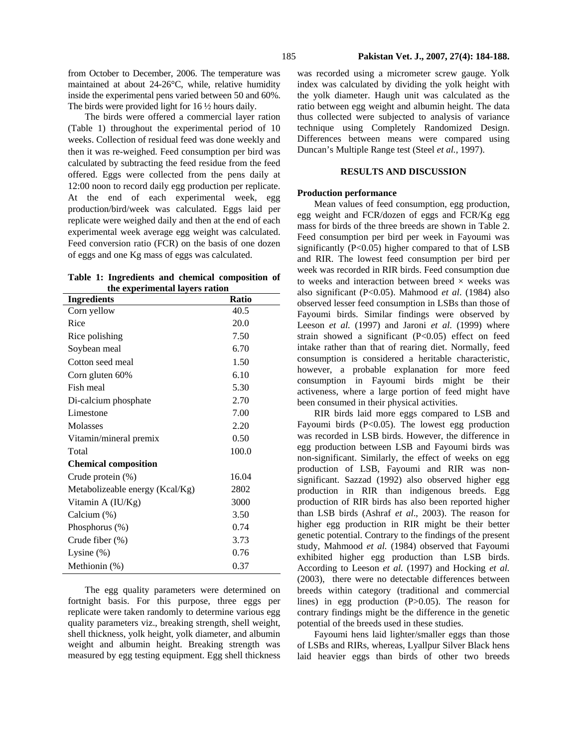from October to December, 2006. The temperature was maintained at about 24-26°C, while, relative humidity inside the experimental pens varied between 50 and 60%. The birds were provided light for 16 ½ hours daily.

The birds were offered a commercial layer ration (Table 1) throughout the experimental period of 10 weeks. Collection of residual feed was done weekly and then it was re-weighed. Feed consumption per bird was calculated by subtracting the feed residue from the feed offered. Eggs were collected from the pens daily at 12:00 noon to record daily egg production per replicate. At the end of each experimental week, egg production/bird/week was calculated. Eggs laid per replicate were weighed daily and then at the end of each experimental week average egg weight was calculated. Feed conversion ratio (FCR) on the basis of one dozen of eggs and one Kg mass of eggs was calculated.

**Table 1: Ingredients and chemical composition of the experimental layers ration**

| Ingredients | Ratio |
|---|---|
| Corn yellow | 40.5 |
| Rice | 20.0 |
| Rice polishing | 7.50 |
| Soybean meal | 6.70 |
| Cotton seed meal | 1.50 |
| Corn gluten 60% | 6.10 |
| Fish meal | 5.30 |
| Di-calcium phosphate | 2.70 |
| Limestone | 7.00 |
| Molasses | 2.20 |
| Vitamin/mineral premix | 0.50 |
| Total | 100.0 |
| **Chemical composition** | |
| Crude protein (%) | 16.04 |
| Metabolizeable energy (Kcal/Kg) | 2802 |
| Vitamin A (IU/Kg) | 3000 |
| Calcium (%) | 3.50 |
| Phosphorus (%) | 0.74 |
| Crude fiber (%) | 3.73 |
| Lysine (%) | 0.76 |
| Methionin (%) | 0.37 |

The egg quality parameters were determined on fortnight basis. For this purpose, three eggs per replicate were taken randomly to determine various egg quality parameters viz., breaking strength, shell weight, shell thickness, yolk height, yolk diameter, and albumin weight and albumin height. Breaking strength was measured by egg testing equipment. Egg shell thickness was recorded using a micrometer screw gauge. Yolk index was calculated by dividing the yolk height with the yolk diameter. Haugh unit was calculated as the ratio between egg weight and albumin height. The data thus collected were subjected to analysis of variance technique using Completely Randomized Design. Differences between means were compared using Duncan's Multiple Range test (Steel *et al.,* 1997).

## RESULTS AND DISCUSSION

### Production performance

Mean values of feed consumption, egg production, egg weight and FCR/dozen of eggs and FCR/Kg egg mass for birds of the three breeds are shown in Table 2. Feed consumption per bird per week in Fayoumi was significantly ($P<0.05$) higher compared to that of LSB and RIR. The lowest feed consumption per bird per week was recorded in RIR birds. Feed consumption due to weeks and interaction between breed × weeks was also significant ($P<0.05$). Mahmood *et al*. (1984) also observed lesser feed consumption in LSBs than those of Fayoumi birds. Similar findings were observed by Leeson *et al.* (1997) and Jaroni *et al*. (1999) where strain showed a significant ($P<0.05$) effect on feed intake rather than that of rearing diet. Normally, feed consumption is considered a heritable characteristic, however, a probable explanation for more feed consumption in Fayoumi birds might be their activeness, where a large portion of feed might have been consumed in their physical activities.

RIR birds laid more eggs compared to LSB and Fayoumi birds ($P<0.05$). The lowest egg production was recorded in LSB birds. However, the difference in egg production between LSB and Fayoumi birds was non-significant. Similarly, the effect of weeks on egg production of LSB, Fayoumi and RIR was non-significant. Sazzad (1992) also observed higher egg production in RIR than indigenous breeds. Egg production of RIR birds has also been reported higher than LSB birds (Ashraf *et al*., 2003). The reason for higher egg production in RIR might be their better genetic potential. Contrary to the findings of the present study, Mahmood *et al.* (1984) observed that Fayoumi exhibited higher egg production than LSB birds. According to Leeson *et al.* (1997) and Hocking *et al.* (2003), there were no detectable differences between breeds within category (traditional and commercial lines) in egg production ($P>0.05$). The reason for contrary findings might be the difference in the genetic potential of the breeds used in these studies.

Fayoumi hens laid lighter/smaller eggs than those of LSBs and RIRs, whereas, Lyallpur Silver Black hens laid heavier eggs than birds of other two breeds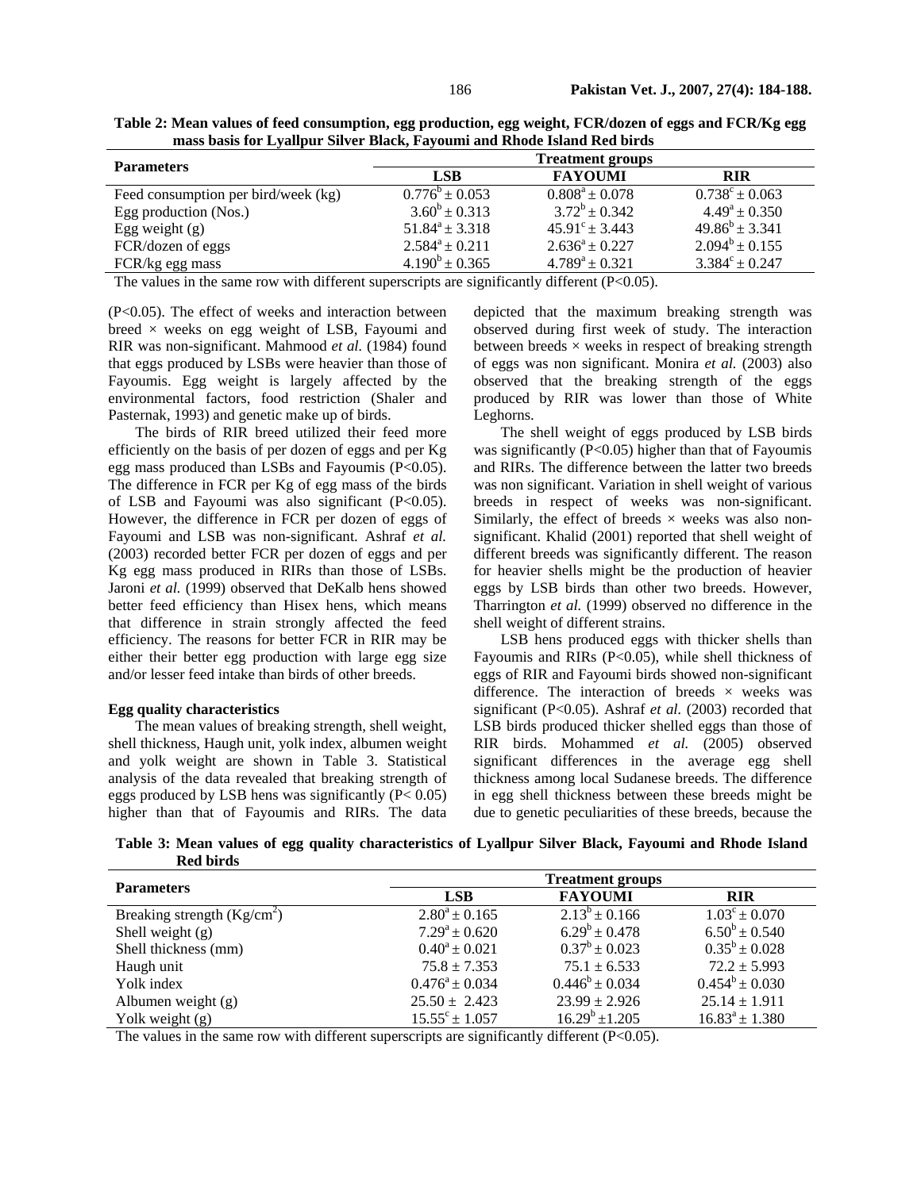**Table 2: Mean values of feed consumption, egg production, egg weight, FCR/dozen of eggs and FCR/Kg egg mass basis for Lyallpur Silver Black, Fayoumi and Rhode Island Red birds**

| Parameters | Treatment groups | | |
|---|---|---|---|
| | LSB | FAYOUMI | RIR |
| Feed consumption per bird/week (kg) | $0.776^b \pm 0.053$ | $0.808^a \pm 0.078$ | $0.738^c \pm 0.063$ |
| Egg production (Nos.) | $3.60^b \pm 0.313$ | $3.72^b \pm 0.342$ | $4.49^a \pm 0.350$ |
| Egg weight (g) | $51.84^a \pm 3.318$ | $45.91^c \pm 3.443$ | $49.86^b \pm 3.341$ |
| FCR/dozen of eggs | $2.584^a \pm 0.211$ | $2.636^a \pm 0.227$ | $2.094^b \pm 0.155$ |
| FCR/kg egg mass | $4.190^b \pm 0.365$ | $4.789^a \pm 0.321$ | $3.384^c \pm 0.247$ |

The values in the same row with different superscripts are significantly different (P<0.05).

(P<0.05). The effect of weeks and interaction between breed × weeks on egg weight of LSB, Fayoumi and RIR was non-significant. Mahmood *et al.* (1984) found that eggs produced by LSBs were heavier than those of Fayoumis. Egg weight is largely affected by the environmental factors, food restriction (Shaler and Pasternak, 1993) and genetic make up of birds.

The birds of RIR breed utilized their feed more efficiently on the basis of per dozen of eggs and per Kg egg mass produced than LSBs and Fayoumis (P<0.05). The difference in FCR per Kg of egg mass of the birds of LSB and Fayoumi was also significant (P<0.05). However, the difference in FCR per dozen of eggs of Fayoumi and LSB was non-significant. Ashraf *et al.* (2003) recorded better FCR per dozen of eggs and per Kg egg mass produced in RIRs than those of LSBs. Jaroni *et al.* (1999) observed that DeKalb hens showed better feed efficiency than Hisex hens, which means that difference in strain strongly affected the feed efficiency. The reasons for better FCR in RIR may be either their better egg production with large egg size and/or lesser feed intake than birds of other breeds.

### Egg quality characteristics

The mean values of breaking strength, shell weight, shell thickness, Haugh unit, yolk index, albumen weight and yolk weight are shown in Table 3. Statistical analysis of the data revealed that breaking strength of eggs produced by LSB hens was significantly (P< 0.05) higher than that of Fayoumis and RIRs. The data depicted that the maximum breaking strength was observed during first week of study. The interaction between breeds × weeks in respect of breaking strength of eggs was non significant. Monira *et al.* (2003) also observed that the breaking strength of the eggs produced by RIR was lower than those of White Leghorns.

The shell weight of eggs produced by LSB birds was significantly (P<0.05) higher than that of Fayoumis and RIRs. The difference between the latter two breeds was non significant. Variation in shell weight of various breeds in respect of weeks was non-significant. Similarly, the effect of breeds × weeks was also non-significant. Khalid (2001) reported that shell weight of different breeds was significantly different. The reason for heavier shells might be the production of heavier eggs by LSB birds than other two breeds. However, Tharrington *et al.* (1999) observed no difference in the shell weight of different strains.

LSB hens produced eggs with thicker shells than Fayoumis and RIRs (P<0.05), while shell thickness of eggs of RIR and Fayoumi birds showed non-significant difference. The interaction of breeds × weeks was significant (P<0.05). Ashraf *et al.* (2003) recorded that LSB birds produced thicker shelled eggs than those of RIR birds. Mohammed *et al.* (2005) observed significant differences in the average egg shell thickness among local Sudanese breeds. The difference in egg shell thickness between these breeds might be due to genetic peculiarities of these breeds, because the

**Table 3: Mean values of egg quality characteristics of Lyallpur Silver Black, Fayoumi and Rhode Island Red birds**

| Parameters | Treatment groups | | |
|---|---|---|---|
| | LSB | FAYOUMI | RIR |
| Breaking strength ($Kg/cm^2$) | $2.80^a \pm 0.165$ | $2.13^b \pm 0.166$ | $1.03^c \pm 0.070$ |
| Shell weight (g) | $7.29^a \pm 0.620$ | $6.29^b \pm 0.478$ | $6.50^b \pm 0.540$ |
| Shell thickness (mm) | $0.40^a \pm 0.021$ | $0.37^b \pm 0.023$ | $0.35^b \pm 0.028$ |
| Haugh unit | $75.8 \pm 7.353$ | $75.1 \pm 6.533$ | $72.2 \pm 5.993$ |
| Yolk index | $0.476^a \pm 0.034$ | $0.446^b \pm 0.034$ | $0.454^b \pm 0.030$ |
| Albumen weight (g) | $25.50 \pm 2.423$ | $23.99 \pm 2.926$ | $25.14 \pm 1.911$ |
| Yolk weight (g) | $15.55^c \pm 1.057$ | $16.29^b \pm 1.205$ | $16.83^a \pm 1.380$ |

The values in the same row with different superscripts are significantly different (P<0.05).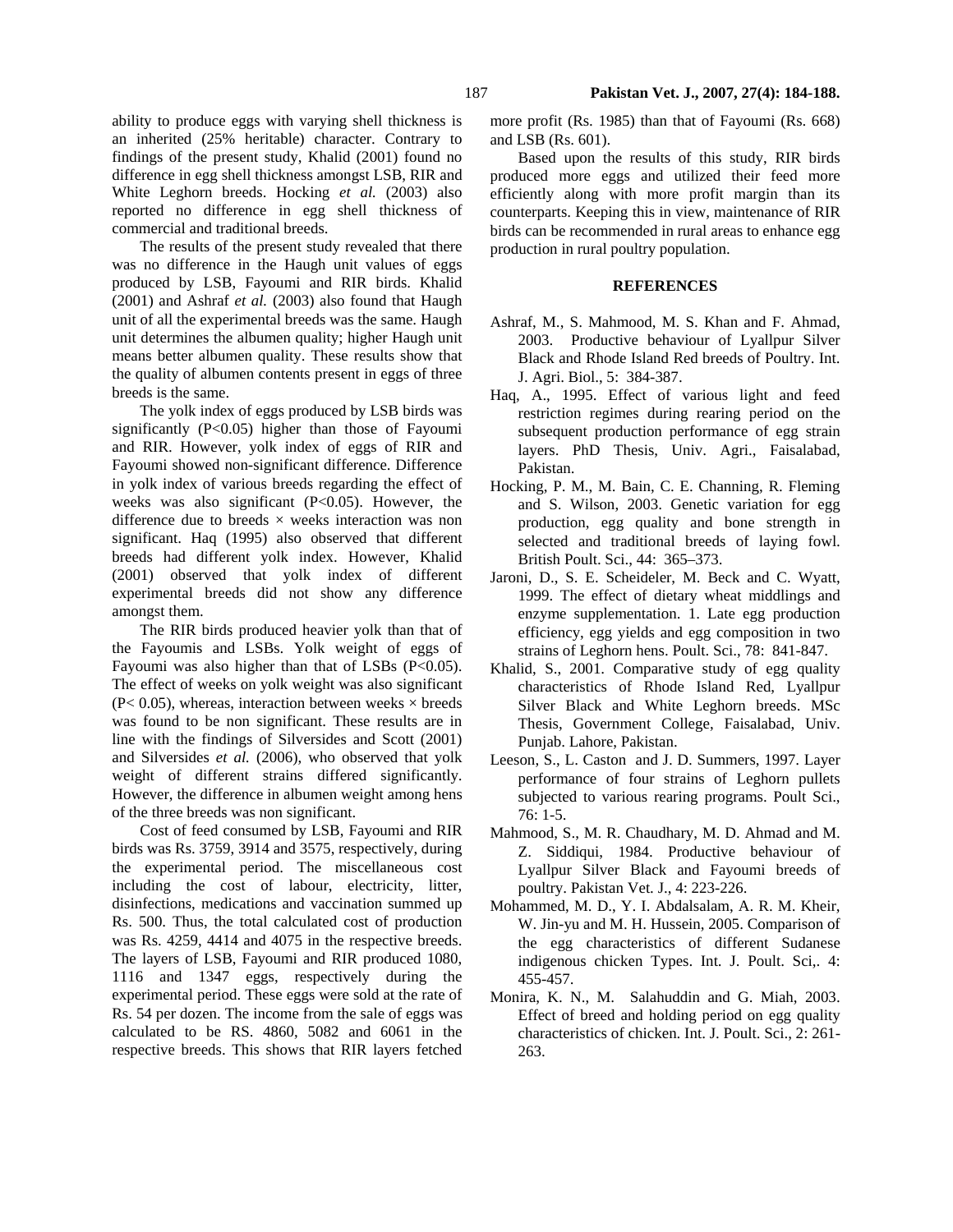ability to produce eggs with varying shell thickness is an inherited (25% heritable) character. Contrary to findings of the present study, Khalid (2001) found no difference in egg shell thickness amongst LSB, RIR and White Leghorn breeds. Hocking *et al.* (2003) also reported no difference in egg shell thickness of commercial and traditional breeds.

The results of the present study revealed that there was no difference in the Haugh unit values of eggs produced by LSB, Fayoumi and RIR birds. Khalid (2001) and Ashraf *et al.* (2003) also found that Haugh unit of all the experimental breeds was the same. Haugh unit determines the albumen quality; higher Haugh unit means better albumen quality. These results show that the quality of albumen contents present in eggs of three breeds is the same.

The yolk index of eggs produced by LSB birds was significantly ($P<0.05$) higher than those of Fayoumi and RIR. However, yolk index of eggs of RIR and Fayoumi showed non-significant difference. Difference in yolk index of various breeds regarding the effect of weeks was also significant ($P<0.05$). However, the difference due to breeds × weeks interaction was non significant. Haq (1995) also observed that different breeds had different yolk index. However, Khalid (2001) observed that yolk index of different experimental breeds did not show any difference amongst them.

The RIR birds produced heavier yolk than that of the Fayoumis and LSBs. Yolk weight of eggs of Fayoumi was also higher than that of LSBs ($P<0.05$). The effect of weeks on yolk weight was also significant ($P< 0.05$), whereas, interaction between weeks × breeds was found to be non significant. These results are in line with the findings of Silversides and Scott (2001) and Silversides *et al.* (2006), who observed that yolk weight of different strains differed significantly. However, the difference in albumen weight among hens of the three breeds was non significant.

Cost of feed consumed by LSB, Fayoumi and RIR birds was Rs. 3759, 3914 and 3575, respectively, during the experimental period. The miscellaneous cost including the cost of labour, electricity, litter, disinfections, medications and vaccination summed up Rs. 500. Thus, the total calculated cost of production was Rs. 4259, 4414 and 4075 in the respective breeds. The layers of LSB, Fayoumi and RIR produced 1080, 1116 and 1347 eggs, respectively during the experimental period. These eggs were sold at the rate of Rs. 54 per dozen. The income from the sale of eggs was calculated to be RS. 4860, 5082 and 6061 in the respective breeds. This shows that RIR layers fetched more profit (Rs. 1985) than that of Fayoumi (Rs. 668) and LSB (Rs. 601).

Based upon the results of this study, RIR birds produced more eggs and utilized their feed more efficiently along with more profit margin than its counterparts. Keeping this in view, maintenance of RIR birds can be recommended in rural areas to enhance egg production in rural poultry population.

## REFERENCES

Ashraf, M., S. Mahmood, M. S. Khan and F. Ahmad, 2003. Productive behaviour of Lyallpur Silver Black and Rhode Island Red breeds of Poultry. Int. J. Agri. Biol., 5: 384-387.

Haq, A., 1995. Effect of various light and feed restriction regimes during rearing period on the subsequent production performance of egg strain layers. PhD Thesis, Univ. Agri., Faisalabad, Pakistan.

Hocking, P. M., M. Bain, C. E. Channing, R. Fleming and S. Wilson, 2003. Genetic variation for egg production, egg quality and bone strength in selected and traditional breeds of laying fowl. British Poult. Sci., 44: 365–373.

Jaroni, D., S. E. Scheideler, M. Beck and C. Wyatt, 1999. The effect of dietary wheat middlings and enzyme supplementation. 1. Late egg production efficiency, egg yields and egg composition in two strains of Leghorn hens. Poult. Sci., 78: 841-847.

Khalid, S., 2001. Comparative study of egg quality characteristics of Rhode Island Red, Lyallpur Silver Black and White Leghorn breeds. MSc Thesis, Government College, Faisalabad, Univ. Punjab. Lahore, Pakistan.

Leeson, S., L. Caston and J. D. Summers, 1997. Layer performance of four strains of Leghorn pullets subjected to various rearing programs. Poult Sci., 76: 1-5.

Mahmood, S., M. R. Chaudhary, M. D. Ahmad and M. Z. Siddiqui, 1984. Productive behaviour of Lyallpur Silver Black and Fayoumi breeds of poultry. Pakistan Vet. J., 4: 223-226.

Mohammed, M. D., Y. I. Abdalsalam, A. R. M. Kheir, W. Jin-yu and M. H. Hussein, 2005. Comparison of the egg characteristics of different Sudanese indigenous chicken Types. Int. J. Poult. Sci,. 4: 455-457.

Monira, K. N., M. Salahuddin and G. Miah, 2003. Effect of breed and holding period on egg quality characteristics of chicken. Int. J. Poult. Sci., 2: 261-263.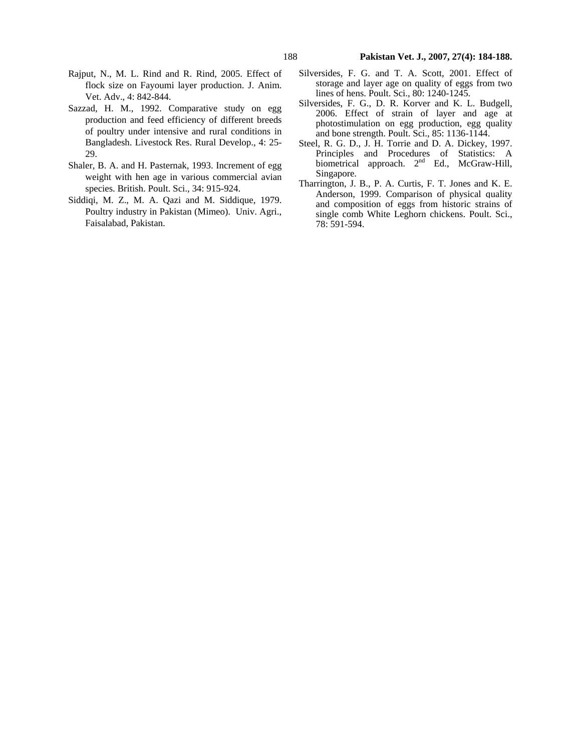Rajput, N., M. L. Rind and R. Rind, 2005. Effect of flock size on Fayoumi layer production. J. Anim. Vet. Adv., 4: 842-844.

Sazzad, H. M., 1992. Comparative study on egg production and feed efficiency of different breeds of poultry under intensive and rural conditions in Bangladesh. Livestock Res. Rural Develop., 4: 25-29.

Shaler, B. A. and H. Pasternak, 1993. Increment of egg weight with hen age in various commercial avian species. British. Poult. Sci., 34: 915-924.

Siddiqi, M. Z., M. A. Qazi and M. Siddique, 1979. Poultry industry in Pakistan (Mimeo). Univ. Agri., Faisalabad, Pakistan.

Silversides, F. G. and T. A. Scott, 2001. Effect of storage and layer age on quality of eggs from two lines of hens. Poult. Sci., 80: 1240-1245.

Silversides, F. G., D. R. Korver and K. L. Budgell, 2006. Effect of strain of layer and age at photostimulation on egg production, egg quality and bone strength. Poult. Sci., 85: 1136-1144.

Steel, R. G. D., J. H. Torrie and D. A. Dickey, 1997. Principles and Procedures of Statistics: A biometrical approach. 2nd Ed., McGraw-Hill, Singapore.

Tharrington, J. B., P. A. Curtis, F. T. Jones and K. E. Anderson, 1999. Comparison of physical quality and composition of eggs from historic strains of single comb White Leghorn chickens. Poult. Sci., 78: 591-594.